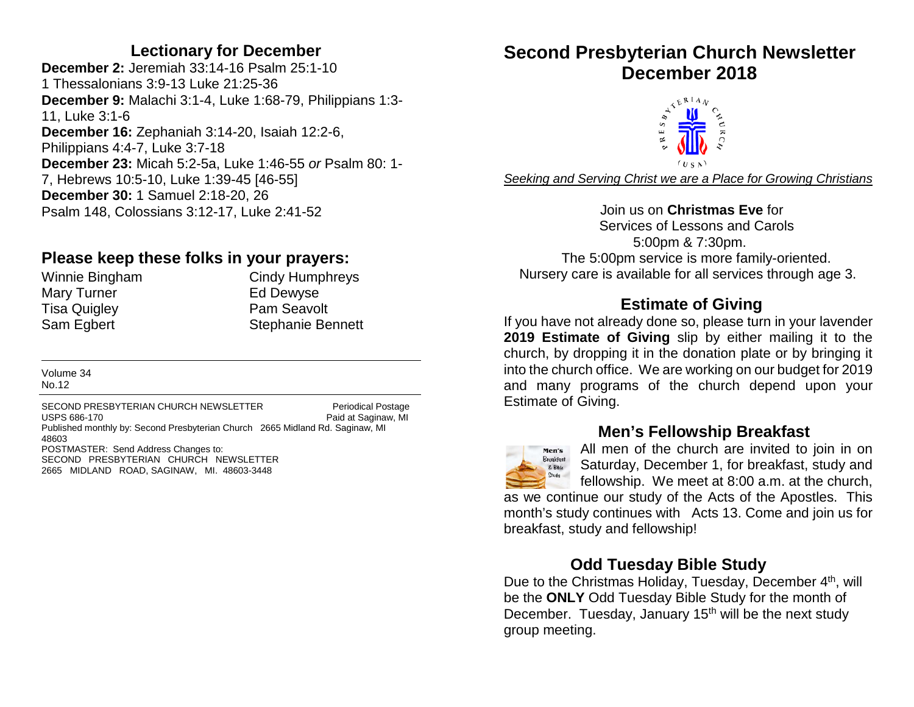## Lectionary for December

**December 2:** Jeremiah 33:14-16 Psalm 25:1-10
1 Thessalonians 3:9-13 Luke 21:25-36
**December 9:** Malachi 3:1-4, Luke 1:68-79, Philippians 1:3-11, Luke 3:1-6
**December 16:** Zephaniah 3:14-20, Isaiah 12:2-6, Philippians 4:4-7, Luke 3:7-18
**December 23:** Micah 5:2-5a, Luke 1:46-55 *or* Psalm 80: 1-7, Hebrews 10:5-10, Luke 1:39-45 [46-55]
**December 30:** 1 Samuel 2:18-20, 26
Psalm 148, Colossians 3:12-17, Luke 2:41-52

## Please keep these folks in your prayers:

Winnie Bingham
Mary Turner
Tisa Quigley
Sam Egbert
Cindy Humphreys
Ed Dewyse
Pam Seavolt
Stephanie Bennett

Volume 34
No.12

SECOND PRESBYTERIAN CHURCH NEWSLETTER Periodical Postage
USPS 686-170 Paid at Saginaw, MI
Published monthly by: Second Presbyterian Church 2665 Midland Rd. Saginaw, MI 48603
POSTMASTER: Send Address Changes to:
SECOND PRESBYTERIAN CHURCH NEWSLETTER
2665 MIDLAND ROAD, SAGINAW, MI. 48603-3448

# Second Presbyterian Church Newsletter December 2018

*Seeking and Serving Christ we are a Place for Growing Christians*

Join us on **Christmas Eve** for
Services of Lessons and Carols
5:00pm & 7:30pm.
The 5:00pm service is more family-oriented.
Nursery care is available for all services through age 3.

## Estimate of Giving

If you have not already done so, please turn in your lavender **2019 Estimate of Giving** slip by either mailing it to the church, by dropping it in the donation plate or by bringing it into the church office. We are working on our budget for 2019 and many programs of the church depend upon your Estimate of Giving.

## Men's Fellowship Breakfast

All men of the church are invited to join in on Saturday, December 1, for breakfast, study and fellowship. We meet at 8:00 a.m. at the church, as we continue our study of the Acts of the Apostles. This month's study continues with Acts 13. Come and join us for breakfast, study and fellowship!

## Odd Tuesday Bible Study

Due to the Christmas Holiday, Tuesday, December 4th, will be the **ONLY** Odd Tuesday Bible Study for the month of December. Tuesday, January 15th will be the next study group meeting.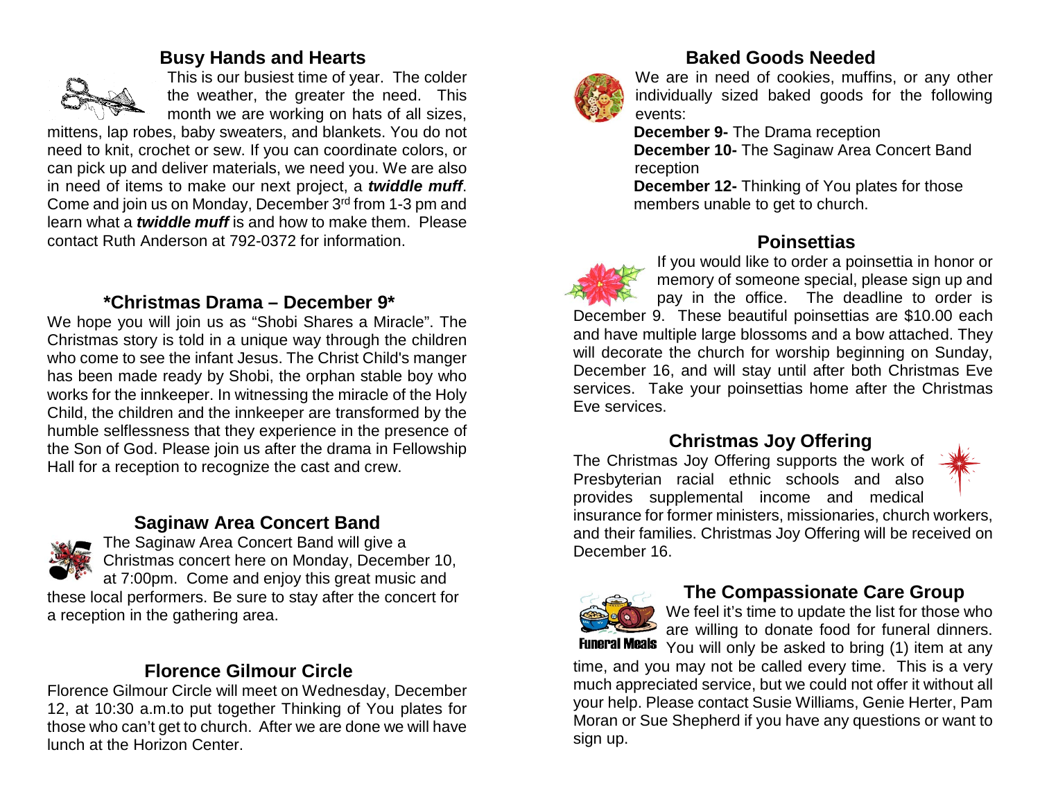## Busy Hands and Hearts

This is our busiest time of year. The colder the weather, the greater the need. This month we are working on hats of all sizes, mittens, lap robes, baby sweaters, and blankets. You do not need to knit, crochet or sew. If you can coordinate colors, or can pick up and deliver materials, we need you. We are also in need of items to make our next project, a ***twiddle muff***. Come and join us on Monday, December 3rd from 1-3 pm and learn what a ***twiddle muff*** is and how to make them. Please contact Ruth Anderson at 792-0372 for information.

## *Christmas Drama – December 9*

We hope you will join us as "Shobi Shares a Miracle". The Christmas story is told in a unique way through the children who come to see the infant Jesus. The Christ Child's manger has been made ready by Shobi, the orphan stable boy who works for the innkeeper. In witnessing the miracle of the Holy Child, the children and the innkeeper are transformed by the humble selflessness that they experience in the presence of the Son of God. Please join us after the drama in Fellowship Hall for a reception to recognize the cast and crew.

## Saginaw Area Concert Band

The Saginaw Area Concert Band will give a Christmas concert here on Monday, December 10, at 7:00pm. Come and enjoy this great music and these local performers. Be sure to stay after the concert for a reception in the gathering area.

## Florence Gilmour Circle

Florence Gilmour Circle will meet on Wednesday, December 12, at 10:30 a.m.to put together Thinking of You plates for those who can't get to church. After we are done we will have lunch at the Horizon Center.

## Baked Goods Needed

We are in need of cookies, muffins, or any other individually sized baked goods for the following events:

**December 9-** The Drama reception
**December 10-** The Saginaw Area Concert Band reception
**December 12-** Thinking of You plates for those members unable to get to church.

## Poinsettias

If you would like to order a poinsettia in honor or memory of someone special, please sign up and pay in the office. The deadline to order is December 9. These beautiful poinsettias are $10.00 each and have multiple large blossoms and a bow attached. They will decorate the church for worship beginning on Sunday, December 16, and will stay until after both Christmas Eve services. Take your poinsettias home after the Christmas Eve services.

## Christmas Joy Offering

The Christmas Joy Offering supports the work of Presbyterian racial ethnic schools and also provides supplemental income and medical insurance for former ministers, missionaries, church workers, and their families. Christmas Joy Offering will be received on December 16.

## The Compassionate Care Group

Funeral Meals

We feel it's time to update the list for those who are willing to donate food for funeral dinners. You will only be asked to bring (1) item at any time, and you may not be called every time. This is a very much appreciated service, but we could not offer it without all your help. Please contact Susie Williams, Genie Herter, Pam Moran or Sue Shepherd if you have any questions or want to sign up.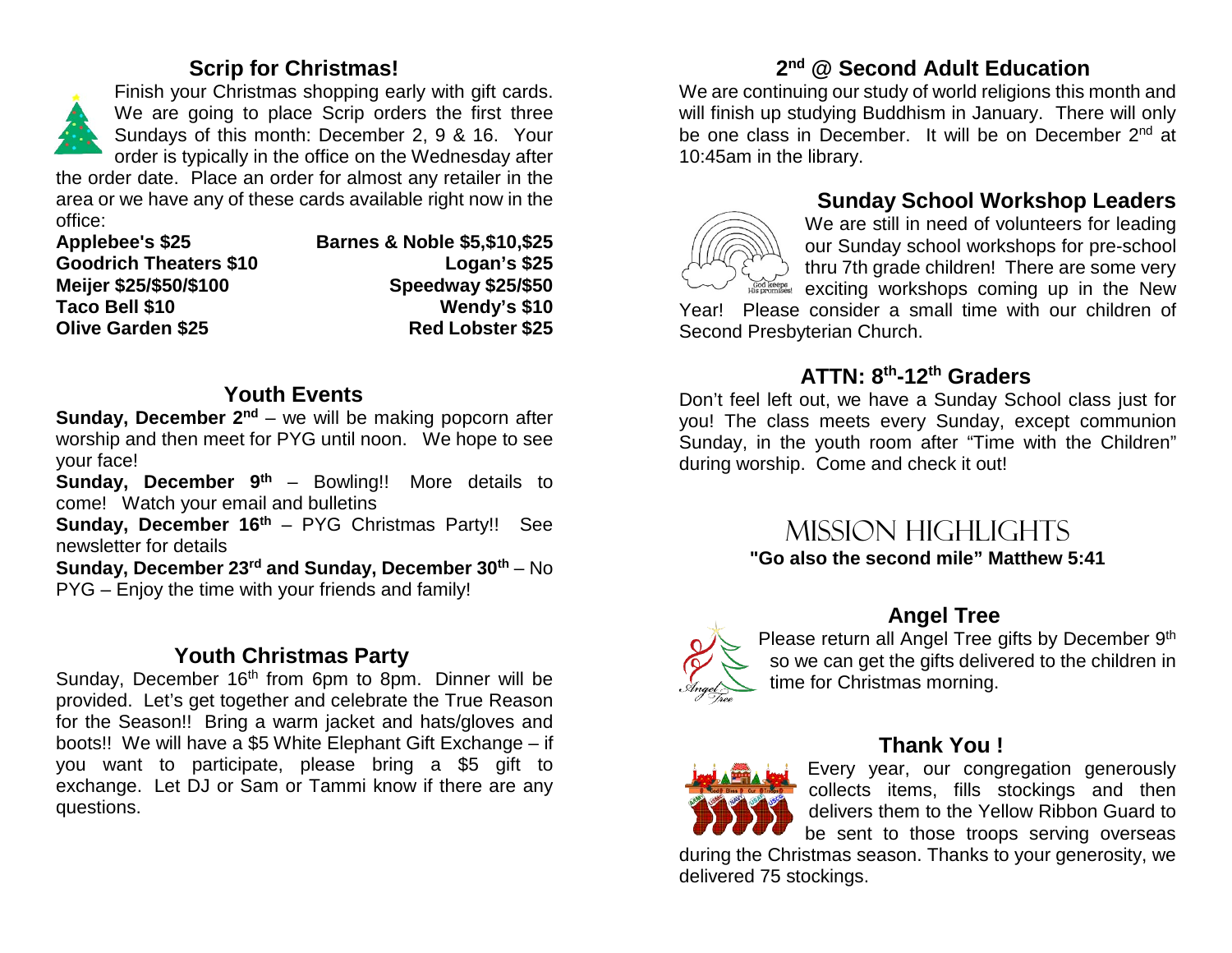## Scrip for Christmas!

Finish your Christmas shopping early with gift cards. We are going to place Scrip orders the first three Sundays of this month: December 2, 9 & 16. Your order is typically in the office on the Wednesday after the order date. Place an order for almost any retailer in the area or we have any of these cards available right now in the office:

| | |
|---|---|
| **Applebee's $25** | **Barnes & Noble $5,$10,$25** |
| **Goodrich Theaters $10** | **Logan's $25** |
| **Meijer $25/$50/$100** | **Speedway $25/$50** |
| **Taco Bell $10** | **Wendy's $10** |
| **Olive Garden $25** | **Red Lobster $25** |

## Youth Events

**Sunday, December 2nd** – we will be making popcorn after worship and then meet for PYG until noon. We hope to see your face!

**Sunday, December 9th** – Bowling!! More details to come! Watch your email and bulletins

**Sunday, December 16th** – PYG Christmas Party!! See newsletter for details

**Sunday, December 23rd and Sunday, December 30th** – No PYG – Enjoy the time with your friends and family!

## Youth Christmas Party

Sunday, December 16th from 6pm to 8pm. Dinner will be provided. Let's get together and celebrate the True Reason for the Season!! Bring a warm jacket and hats/gloves and boots!! We will have a $5 White Elephant Gift Exchange – if you want to participate, please bring a $5 gift to exchange. Let DJ or Sam or Tammi know if there are any questions.

## 2nd @ Second Adult Education

We are continuing our study of world religions this month and will finish up studying Buddhism in January. There will only be one class in December. It will be on December 2nd at 10:45am in the library.

## Sunday School Workshop Leaders

We are still in need of volunteers for leading our Sunday school workshops for pre-school thru 7th grade children! There are some very exciting workshops coming up in the New Year! Please consider a small time with our children of Second Presbyterian Church.

## ATTN: 8th-12th Graders

Don't feel left out, we have a Sunday School class just for you! The class meets every Sunday, except communion Sunday, in the youth room after "Time with the Children" during worship. Come and check it out!

# MISSION HIGHLIGHTS

**"Go also the second mile" Matthew 5:41**

## Angel Tree

Please return all Angel Tree gifts by December 9th so we can get the gifts delivered to the children in time for Christmas morning.

## Thank You !

Every year, our congregation generously collects items, fills stockings and then delivers them to the Yellow Ribbon Guard to be sent to those troops serving overseas during the Christmas season. Thanks to your generosity, we delivered 75 stockings.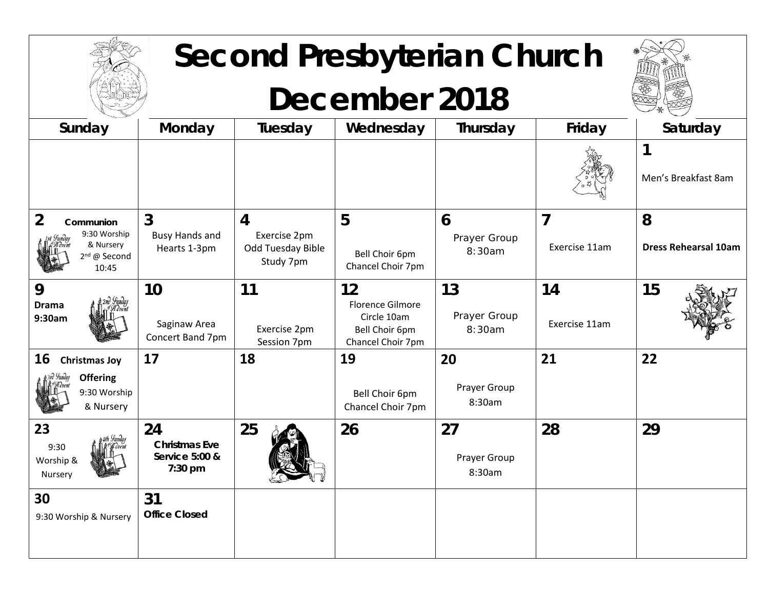# Second Presbyterian Church

## December 2018

| Sunday | Monday | Tuesday | Wednesday | Thursday | Friday | Saturday |
|---|---|---|---|---|---|---|
| | | | | | | **1** Men's Breakfast 8am |
| **2** **Communion** 9:30 Worship & Nursery 2nd @ Second 10:45 | **3** Busy Hands and Hearts 1-3pm | **4** Exercise 2pm Odd Tuesday Bible Study 7pm | **5** Bell Choir 6pm Chancel Choir 7pm | **6** Prayer Group 8:30am | **7** Exercise 11am | **8** **Dress Rehearsal 10am** |
| **9** **Drama 9:30am** | **10** Saginaw Area Concert Band 7pm | **11** Exercise 2pm Session 7pm | **12** Florence Gilmore Circle 10am Bell Choir 6pm Chancel Choir 7pm | **13** Prayer Group 8:30am | **14** Exercise 11am | **15** |
| **16** **Christmas Joy Offering** 9:30 Worship & Nursery | **17** | **18** | **19** Bell Choir 6pm Chancel Choir 7pm | **20** Prayer Group 8:30am | **21** | **22** |
| **23** 9:30 Worship & Nursery | **24** **Christmas Eve Service 5:00 & 7:30 pm** | **25** | **26** | **27** Prayer Group 8:30am | **28** | **29** |
| **30** 9:30 Worship & Nursery | **31** **Office Closed** | | | | | |